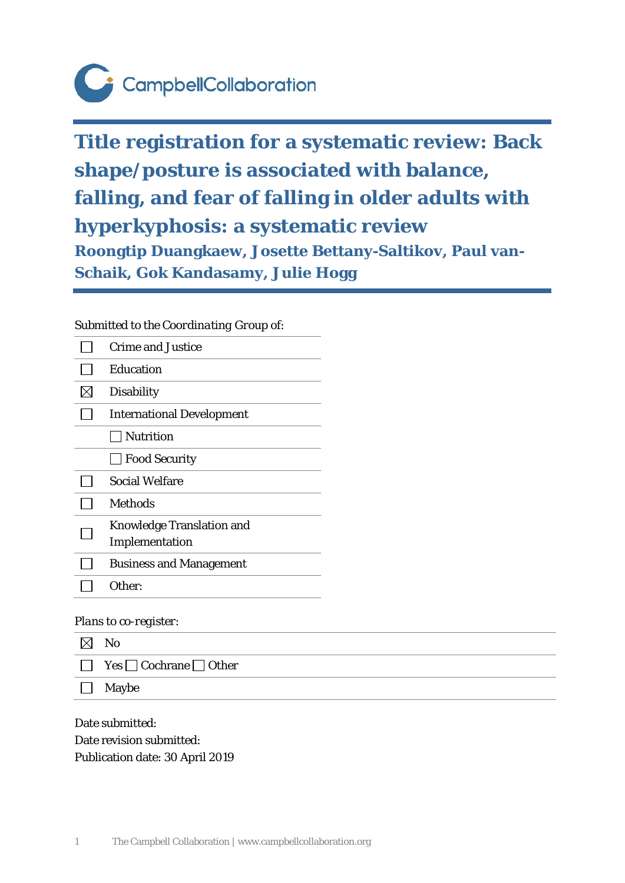CampbellCollaboration

# Title registration for a systematic review: Back shape/posture is associated with balance, falling, and fear of falling in older adults with hyperkyphosis: a systematic review

**Roongtip Duangkaew, Josette Bettany-Saltikov, Paul van-Schaik, Gok Kandasamy, Julie Hogg**

Submitted to the Coordinating Group of:

- ☐ Crime and Justice
- ☐ Education
- ☒ Disability
- ☐ International Development
  - ☐ Nutrition
  - ☐ Food Security
- ☐ Social Welfare
- ☐ Methods
- ☐ Knowledge Translation and Implementation
- ☐ Business and Management
- ☐ Other:

Plans to co-register:

- ☒ No
- ☐ Yes ☐ Cochrane ☐ Other
- ☐ Maybe

Date submitted:
Date revision submitted:
Publication date: 30 April 2019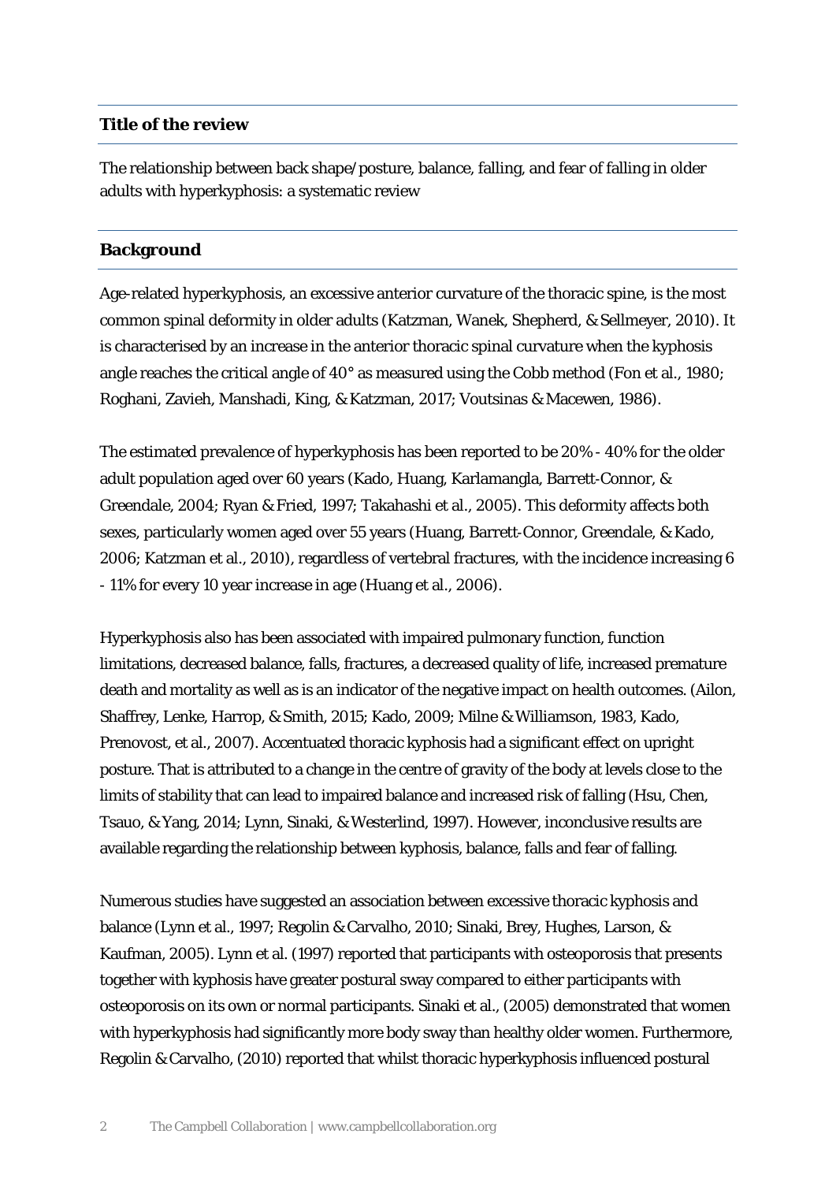## Title of the review

The relationship between back shape/posture, balance, falling, and fear of falling in older adults with hyperkyphosis: a systematic review

## Background

Age-related hyperkyphosis, an excessive anterior curvature of the thoracic spine, is the most common spinal deformity in older adults (Katzman, Wanek, Shepherd, & Sellmeyer, 2010). It is characterised by an increase in the anterior thoracic spinal curvature when the kyphosis angle reaches the critical angle of 40° as measured using the Cobb method (Fon et al., 1980; Roghani, Zavieh, Manshadi, King, & Katzman, 2017; Voutsinas & Macewen, 1986).

The estimated prevalence of hyperkyphosis has been reported to be 20% - 40% for the older adult population aged over 60 years (Kado, Huang, Karlamangla, Barrett-Connor, & Greendale, 2004; Ryan & Fried, 1997; Takahashi et al., 2005). This deformity affects both sexes, particularly women aged over 55 years (Huang, Barrett-Connor, Greendale, & Kado, 2006; Katzman et al., 2010), regardless of vertebral fractures, with the incidence increasing 6 - 11% for every 10 year increase in age (Huang et al., 2006).

Hyperkyphosis also has been associated with impaired pulmonary function, function limitations, decreased balance, falls, fractures, a decreased quality of life, increased premature death and mortality as well as is an indicator of the negative impact on health outcomes. (Ailon, Shaffrey, Lenke, Harrop, & Smith, 2015; Kado, 2009; Milne & Williamson, 1983, Kado, Prenovost, et al., 2007). Accentuated thoracic kyphosis had a significant effect on upright posture. That is attributed to a change in the centre of gravity of the body at levels close to the limits of stability that can lead to impaired balance and increased risk of falling (Hsu, Chen, Tsauo, & Yang, 2014; Lynn, Sinaki, & Westerlind, 1997). However, inconclusive results are available regarding the relationship between kyphosis, balance, falls and fear of falling.

Numerous studies have suggested an association between excessive thoracic kyphosis and balance (Lynn et al., 1997; Regolin & Carvalho, 2010; Sinaki, Brey, Hughes, Larson, & Kaufman, 2005). Lynn et al. (1997) reported that participants with osteoporosis that presents together with kyphosis have greater postural sway compared to either participants with osteoporosis on its own or normal participants. Sinaki et al., (2005) demonstrated that women with hyperkyphosis had significantly more body sway than healthy older women. Furthermore, Regolin & Carvalho, (2010) reported that whilst thoracic hyperkyphosis influenced postural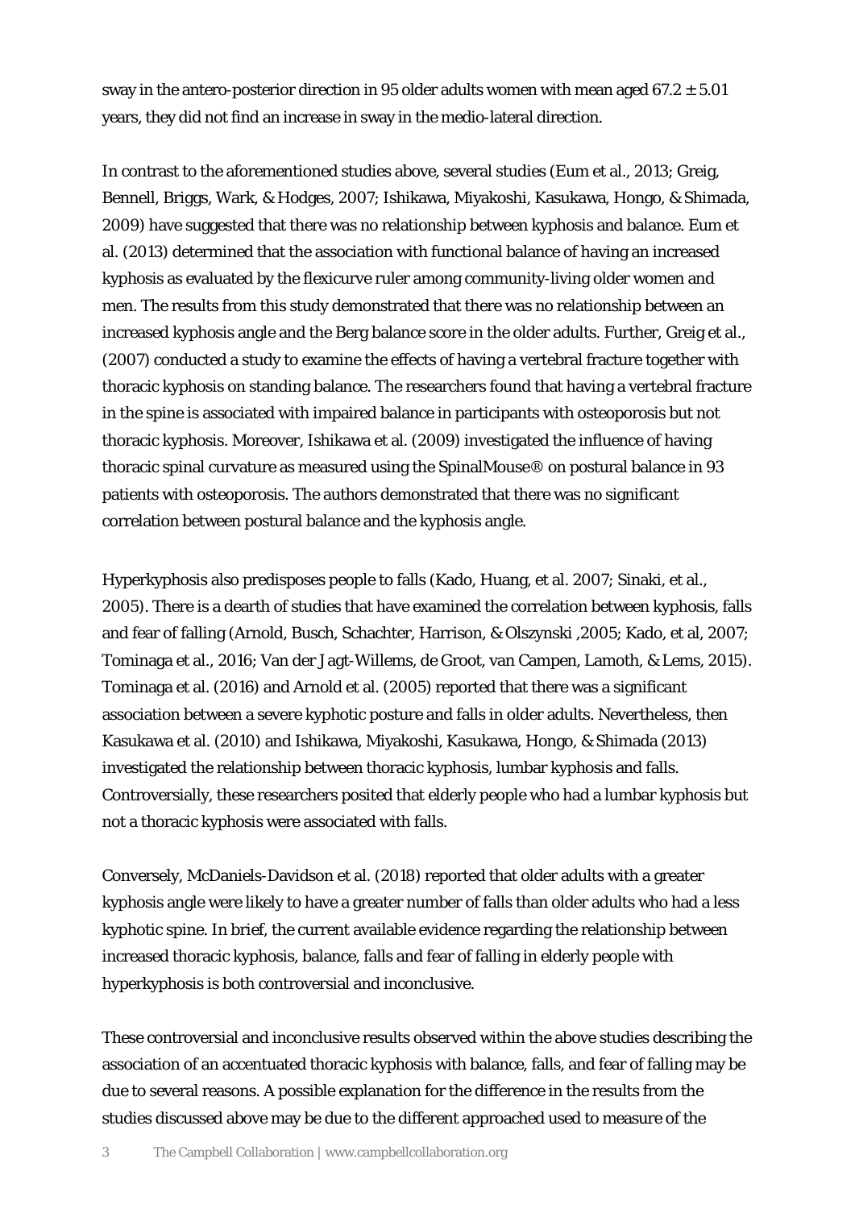sway in the antero-posterior direction in 95 older adults women with mean aged 67.2 ± 5.01 years, they did not find an increase in sway in the medio-lateral direction.

In contrast to the aforementioned studies above, several studies (Eum et al., 2013; Greig, Bennell, Briggs, Wark, & Hodges, 2007; Ishikawa, Miyakoshi, Kasukawa, Hongo, & Shimada, 2009) have suggested that there was no relationship between kyphosis and balance. Eum et al. (2013) determined that the association with functional balance of having an increased kyphosis as evaluated by the flexicurve ruler among community-living older women and men. The results from this study demonstrated that there was no relationship between an increased kyphosis angle and the Berg balance score in the older adults. Further, Greig et al., (2007) conducted a study to examine the effects of having a vertebral fracture together with thoracic kyphosis on standing balance. The researchers found that having a vertebral fracture in the spine is associated with impaired balance in participants with osteoporosis but not thoracic kyphosis. Moreover, Ishikawa et al. (2009) investigated the influence of having thoracic spinal curvature as measured using the SpinalMouse® on postural balance in 93 patients with osteoporosis. The authors demonstrated that there was no significant correlation between postural balance and the kyphosis angle.

Hyperkyphosis also predisposes people to falls (Kado, Huang, et al. 2007; Sinaki, et al., 2005). There is a dearth of studies that have examined the correlation between kyphosis, falls and fear of falling (Arnold, Busch, Schachter, Harrison, & Olszynski ,2005; Kado, et al, 2007; Tominaga et al., 2016; Van der Jagt-Willems, de Groot, van Campen, Lamoth, & Lems, 2015). Tominaga et al. (2016) and Arnold et al. (2005) reported that there was a significant association between a severe kyphotic posture and falls in older adults. Nevertheless, then Kasukawa et al. (2010) and Ishikawa, Miyakoshi, Kasukawa, Hongo, & Shimada (2013) investigated the relationship between thoracic kyphosis, lumbar kyphosis and falls. Controversially, these researchers posited that elderly people who had a lumbar kyphosis but not a thoracic kyphosis were associated with falls.

Conversely, McDaniels-Davidson et al. (2018) reported that older adults with a greater kyphosis angle were likely to have a greater number of falls than older adults who had a less kyphotic spine. In brief, the current available evidence regarding the relationship between increased thoracic kyphosis, balance, falls and fear of falling in elderly people with hyperkyphosis is both controversial and inconclusive.

These controversial and inconclusive results observed within the above studies describing the association of an accentuated thoracic kyphosis with balance, falls, and fear of falling may be due to several reasons. A possible explanation for the difference in the results from the studies discussed above may be due to the different approached used to measure of the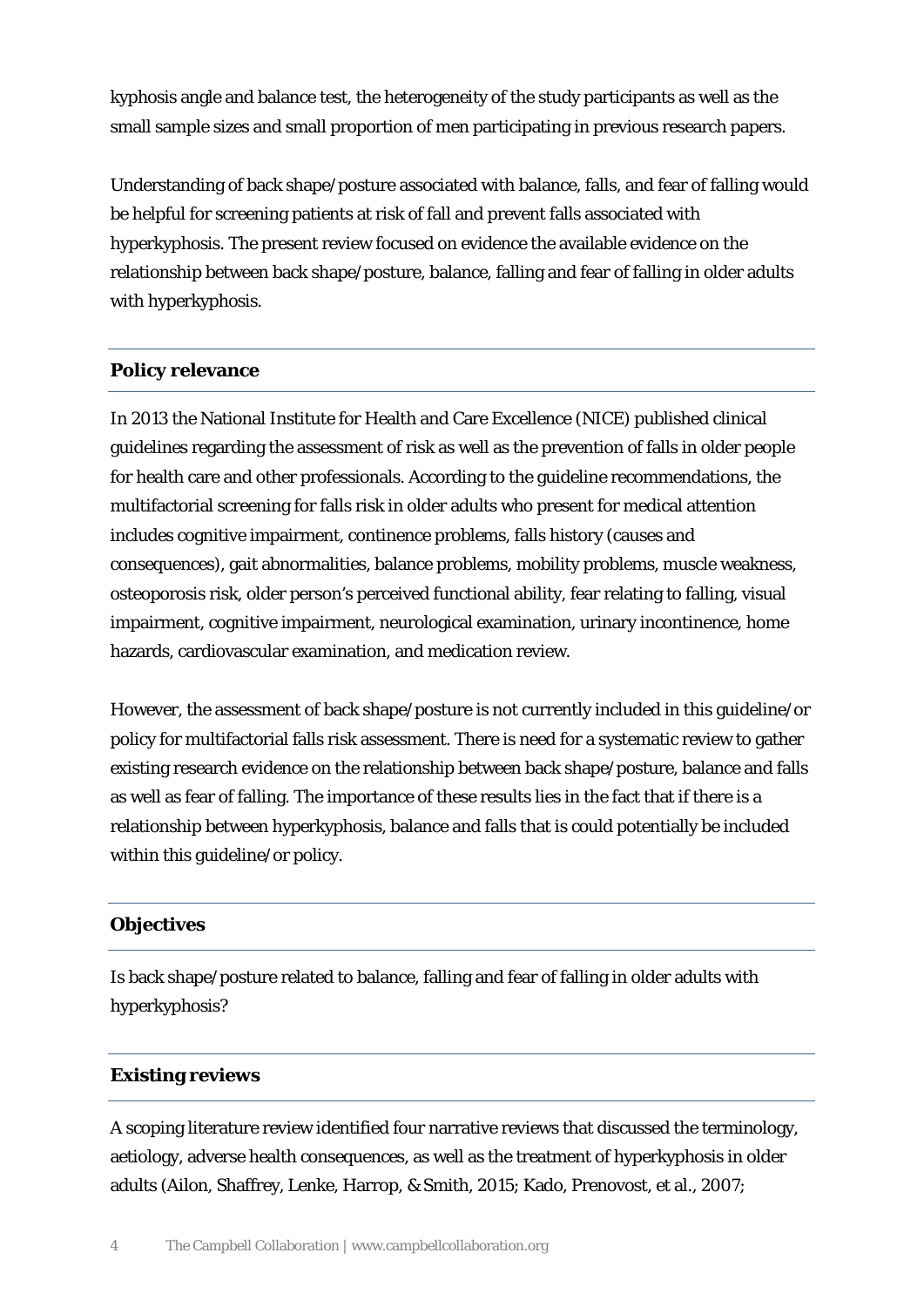kyphosis angle and balance test, the heterogeneity of the study participants as well as the small sample sizes and small proportion of men participating in previous research papers.

Understanding of back shape/posture associated with balance, falls, and fear of falling would be helpful for screening patients at risk of fall and prevent falls associated with hyperkyphosis. The present review focused on evidence the available evidence on the relationship between back shape/posture, balance, falling and fear of falling in older adults with hyperkyphosis.

## Policy relevance

In 2013 the National Institute for Health and Care Excellence (NICE) published clinical guidelines regarding the assessment of risk as well as the prevention of falls in older people for health care and other professionals. According to the guideline recommendations, the multifactorial screening for falls risk in older adults who present for medical attention includes cognitive impairment, continence problems, falls history (causes and consequences), gait abnormalities, balance problems, mobility problems, muscle weakness, osteoporosis risk, older person's perceived functional ability, fear relating to falling, visual impairment, cognitive impairment, neurological examination, urinary incontinence, home hazards, cardiovascular examination, and medication review.

However, the assessment of back shape/posture is not currently included in this guideline/or policy for multifactorial falls risk assessment. There is need for a systematic review to gather existing research evidence on the relationship between back shape/posture, balance and falls as well as fear of falling. The importance of these results lies in the fact that if there is a relationship between hyperkyphosis, balance and falls that is could potentially be included within this guideline/or policy.

## Objectives

Is back shape/posture related to balance, falling and fear of falling in older adults with hyperkyphosis?

## Existing reviews

A scoping literature review identified four narrative reviews that discussed the terminology, aetiology, adverse health consequences, as well as the treatment of hyperkyphosis in older adults (Ailon, Shaffrey, Lenke, Harrop, & Smith, 2015; Kado, Prenovost, et al., 2007;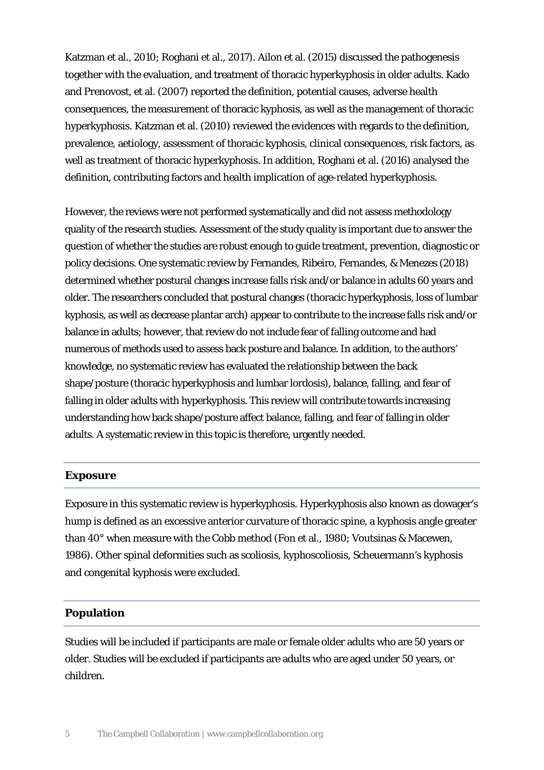Katzman et al., 2010; Roghani et al., 2017). Ailon et al. (2015) discussed the pathogenesis together with the evaluation, and treatment of thoracic hyperkyphosis in older adults. Kado and Prenovost, et al. (2007) reported the definition, potential causes, adverse health consequences, the measurement of thoracic kyphosis, as well as the management of thoracic hyperkyphosis. Katzman et al. (2010) reviewed the evidences with regards to the definition, prevalence, aetiology, assessment of thoracic kyphosis, clinical consequences, risk factors, as well as treatment of thoracic hyperkyphosis. In addition, Roghani et al. (2016) analysed the definition, contributing factors and health implication of age-related hyperkyphosis.

However, the reviews were not performed systematically and did not assess methodology quality of the research studies. Assessment of the study quality is important due to answer the question of whether the studies are robust enough to guide treatment, prevention, diagnostic or policy decisions. One systematic review by Fernandes, Ribeiro, Fernandes, & Menezes (2018) determined whether postural changes increase falls risk and/or balance in adults 60 years and older. The researchers concluded that postural changes (thoracic hyperkyphosis, loss of lumbar kyphosis, as well as decrease plantar arch) appear to contribute to the increase falls risk and/or balance in adults; however, that review do not include fear of falling outcome and had numerous of methods used to assess back posture and balance. In addition, to the authors' knowledge, no systematic review has evaluated the relationship between the back shape/posture (thoracic hyperkyphosis and lumbar lordosis), balance, falling, and fear of falling in older adults with hyperkyphosis. This review will contribute towards increasing understanding how back shape/posture affect balance, falling, and fear of falling in older adults. A systematic review in this topic is therefore, urgently needed.

## Exposure

Exposure in this systematic review is hyperkyphosis. Hyperkyphosis also known as dowager's hump is defined as an excessive anterior curvature of thoracic spine, a kyphosis angle greater than 40° when measure with the Cobb method (Fon et al., 1980; Voutsinas & Macewen, 1986). Other spinal deformities such as scoliosis, kyphoscoliosis, Scheuermann's kyphosis and congenital kyphosis were excluded.

## Population

Studies will be included if participants are male or female older adults who are 50 years or older. Studies will be excluded if participants are adults who are aged under 50 years, or children.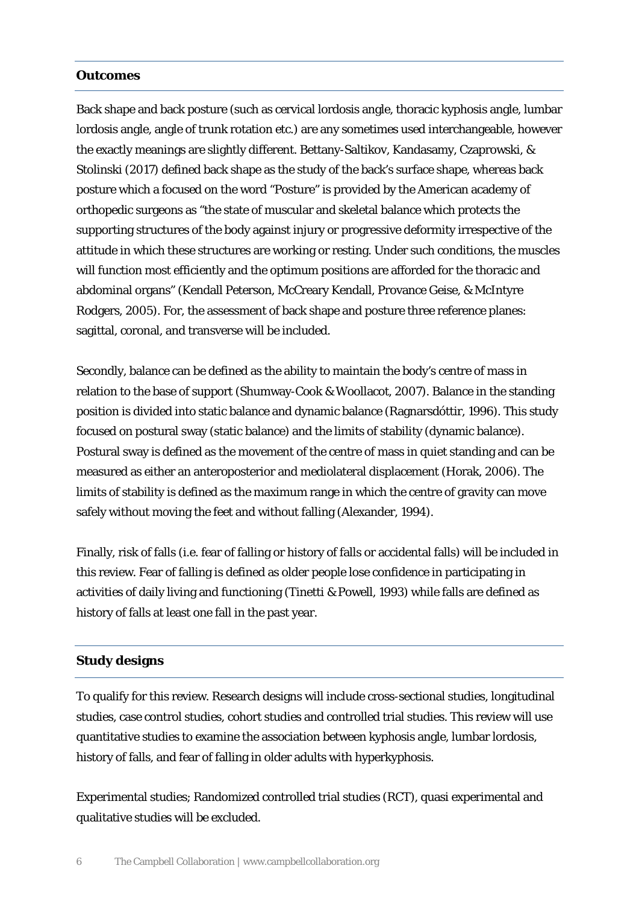## Outcomes

Back shape and back posture (such as cervical lordosis angle, thoracic kyphosis angle, lumbar lordosis angle, angle of trunk rotation etc.) are any sometimes used interchangeable, however the exactly meanings are slightly different. Bettany-Saltikov, Kandasamy, Czaprowski, & Stolinski (2017) defined back shape as the study of the back's surface shape, whereas back posture which a focused on the word "Posture" is provided by the American academy of orthopedic surgeons as "the state of muscular and skeletal balance which protects the supporting structures of the body against injury or progressive deformity irrespective of the attitude in which these structures are working or resting. Under such conditions, the muscles will function most efficiently and the optimum positions are afforded for the thoracic and abdominal organs" (Kendall Peterson, McCreary Kendall, Provance Geise, & McIntyre Rodgers, 2005). For, the assessment of back shape and posture three reference planes: sagittal, coronal, and transverse will be included.

Secondly, balance can be defined as the ability to maintain the body's centre of mass in relation to the base of support (Shumway-Cook & Woollacot, 2007). Balance in the standing position is divided into static balance and dynamic balance (Ragnarsdóttir, 1996). This study focused on postural sway (static balance) and the limits of stability (dynamic balance). Postural sway is defined as the movement of the centre of mass in quiet standing and can be measured as either an anteroposterior and mediolateral displacement (Horak, 2006). The limits of stability is defined as the maximum range in which the centre of gravity can move safely without moving the feet and without falling (Alexander, 1994).

Finally, risk of falls (i.e. fear of falling or history of falls or accidental falls) will be included in this review. Fear of falling is defined as older people lose confidence in participating in activities of daily living and functioning (Tinetti & Powell, 1993) while falls are defined as history of falls at least one fall in the past year.

## Study designs

To qualify for this review. Research designs will include cross-sectional studies, longitudinal studies, case control studies, cohort studies and controlled trial studies. This review will use quantitative studies to examine the association between kyphosis angle, lumbar lordosis, history of falls, and fear of falling in older adults with hyperkyphosis.

Experimental studies; Randomized controlled trial studies (RCT), quasi experimental and qualitative studies will be excluded.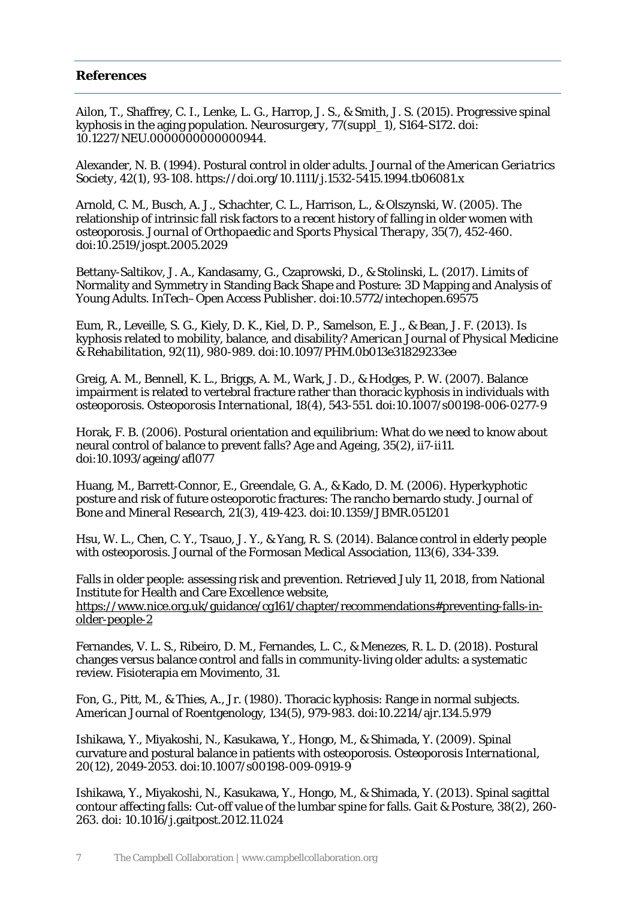## References

Ailon, T., Shaffrey, C. I., Lenke, L. G., Harrop, J. S., & Smith, J. S. (2015). Progressive spinal kyphosis in the aging population. *Neurosurgery*, 77(suppl_1), S164-S172. doi: 10.1227/NEU.0000000000000944.

Alexander, N. B. (1994). Postural control in older adults. *Journal of the American Geriatrics Society*, 42(1), 93-108. https://doi.org/10.1111/j.1532-5415.1994.tb06081.x

Arnold, C. M., Busch, A. J., Schachter, C. L., Harrison, L., & Olszynski, W. (2005). The relationship of intrinsic fall risk factors to a recent history of falling in older women with osteoporosis. *Journal of Orthopaedic and Sports Physical Therapy*, 35(7), 452-460. doi:10.2519/jospt.2005.2029

Bettany-Saltikov, J. A., Kandasamy, G., Czaprowski, D., & Stolinski, L. (2017). Limits of Normality and Symmetry in Standing Back Shape and Posture: 3D Mapping and Analysis of Young Adults. *InTech–Open Access Publisher*. doi:10.5772/intechopen.69575

Eum, R., Leveille, S. G., Kiely, D. K., Kiel, D. P., Samelson, E. J., & Bean, J. F. (2013). Is kyphosis related to mobility, balance, and disability? *American Journal of Physical Medicine & Rehabilitation*, 92(11), 980-989. doi:10.1097/PHM.0b013e31829233ee

Greig, A. M., Bennell, K. L., Briggs, A. M., Wark, J. D., & Hodges, P. W. (2007). Balance impairment is related to vertebral fracture rather than thoracic kyphosis in individuals with osteoporosis. *Osteoporosis International*, 18(4), 543-551. doi:10.1007/s00198-006-0277-9

Horak, F. B. (2006). Postural orientation and equilibrium: What do we need to know about neural control of balance to prevent falls? *Age and Ageing*, 35(2), ii7-ii11. doi:10.1093/ageing/afl077

Huang, M., Barrett-Connor, E., Greendale, G. A., & Kado, D. M. (2006). Hyperkyphotic posture and risk of future osteoporotic fractures: The rancho bernardo study. *Journal of Bone and Mineral Research*, 21(3), 419-423. doi:10.1359/JBMR.051201

Hsu, W. L., Chen, C. Y., Tsauo, J. Y., & Yang, R. S. (2014). Balance control in elderly people with osteoporosis. Journal of the Formosan Medical Association, 113(6), 334-339.

Falls in older people: assessing risk and prevention. Retrieved July 11, 2018, from National Institute for Health and Care Excellence website, https://www.nice.org.uk/guidance/cg161/chapter/recommendations#preventing-falls-in-older-people-2

Fernandes, V. L. S., Ribeiro, D. M., Fernandes, L. C., & Menezes, R. L. D. (2018). Postural changes versus balance control and falls in community-living older adults: a systematic review. Fisioterapia em Movimento, 31.

Fon, G., Pitt, M., & Thies, A., Jr. (1980). Thoracic kyphosis: Range in normal subjects. American Journal of Roentgenology, 134(5), 979-983. doi:10.2214/ajr.134.5.979

Ishikawa, Y., Miyakoshi, N., Kasukawa, Y., Hongo, M., & Shimada, Y. (2009). Spinal curvature and postural balance in patients with osteoporosis. *Osteoporosis International*, 20(12), 2049-2053. doi:10.1007/s00198-009-0919-9

Ishikawa, Y., Miyakoshi, N., Kasukawa, Y., Hongo, M., & Shimada, Y. (2013). Spinal sagittal contour affecting falls: Cut-off value of the lumbar spine for falls. *Gait & Posture*, 38(2), 260-263. doi: 10.1016/j.gaitpost.2012.11.024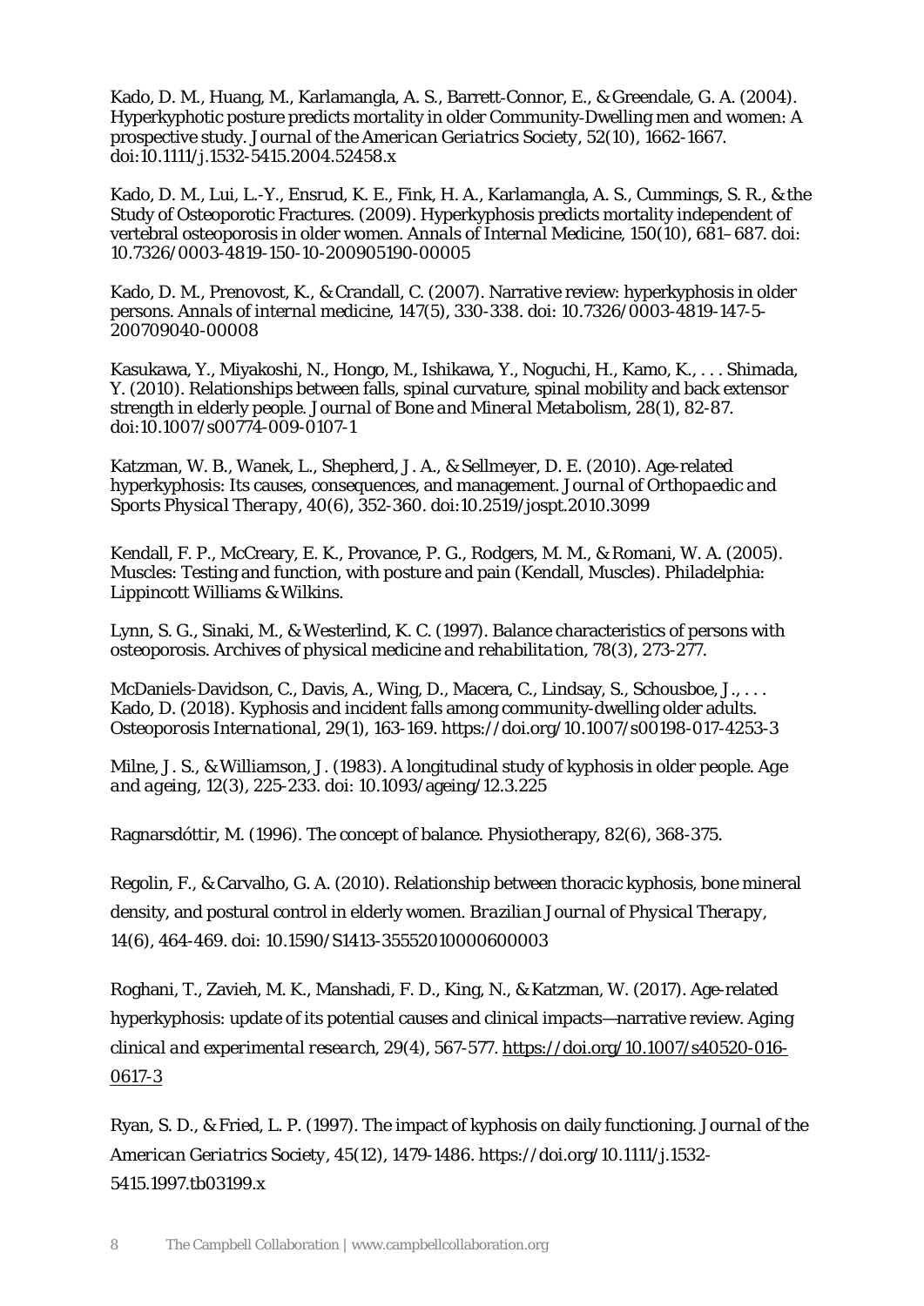Kado, D. M., Huang, M., Karlamangla, A. S., Barrett-Connor, E., & Greendale, G. A. (2004). Hyperkyphotic posture predicts mortality in older Community-Dwelling men and women: A prospective study. *Journal of the American Geriatrics Society, 52*(10), 1662-1667. doi:10.1111/j.1532-5415.2004.52458.x

Kado, D. M., Lui, L.-Y., Ensrud, K. E., Fink, H. A., Karlamangla, A. S., Cummings, S. R., & the Study of Osteoporotic Fractures. (2009). Hyperkyphosis predicts mortality independent of vertebral osteoporosis in older women. *Annals of Internal Medicine*, 150(10), 681–687. doi: 10.7326/0003-4819-150-10-200905190-00005

Kado, D. M., Prenovost, K., & Crandall, C. (2007). Narrative review: hyperkyphosis in older persons. *Annals of internal medicine*, 147(5), 330-338. doi: 10.7326/0003-4819-147-5-200709040-00008

Kasukawa, Y., Miyakoshi, N., Hongo, M., Ishikawa, Y., Noguchi, H., Kamo, K., . . . Shimada, Y. (2010). Relationships between falls, spinal curvature, spinal mobility and back extensor strength in elderly people. *Journal of Bone and Mineral Metabolism, 28*(1), 82-87. doi:10.1007/s00774-009-0107-1

Katzman, W. B., Wanek, L., Shepherd, J. A., & Sellmeyer, D. E. (2010). Age-related hyperkyphosis: Its causes, consequences, and management. *Journal of Orthopaedic and Sports Physical Therapy, 40*(6), 352-360. doi:10.2519/jospt.2010.3099

Kendall, F. P., McCreary, E. K., Provance, P. G., Rodgers, M. M., & Romani, W. A. (2005). Muscles: Testing and function, with posture and pain (Kendall, Muscles). Philadelphia: Lippincott Williams & Wilkins.

Lynn, S. G., Sinaki, M., & Westerlind, K. C. (1997). Balance characteristics of persons with osteoporosis. *Archives of physical medicine and rehabilitation*, 78(3), 273-277.

McDaniels-Davidson, C., Davis, A., Wing, D., Macera, C., Lindsay, S., Schousboe, J., . . . Kado, D. (2018). Kyphosis and incident falls among community-dwelling older adults. *Osteoporosis International*, 29(1), 163-169. https://doi.org/10.1007/s00198-017-4253-3

Milne, J. S., & Williamson, J. (1983). A longitudinal study of kyphosis in older people. *Age and ageing*, 12(3), 225-233. doi: 10.1093/ageing/12.3.225

Ragnarsdóttir, M. (1996). The concept of balance. Physiotherapy, 82(6), 368-375.

Regolin, F., & Carvalho, G. A. (2010). Relationship between thoracic kyphosis, bone mineral density, and postural control in elderly women. *Brazilian Journal of Physical Therapy*, 14(6), 464-469. doi: 10.1590/S1413-35552010000600003

Roghani, T., Zavieh, M. K., Manshadi, F. D., King, N., & Katzman, W. (2017). Age-related hyperkyphosis: update of its potential causes and clinical impacts—narrative review. *Aging clinical and experimental research*, 29(4), 567-577. https://doi.org/10.1007/s40520-016-0617-3

Ryan, S. D., & Fried, L. P. (1997). The impact of kyphosis on daily functioning. *Journal of the American Geriatrics Society*, 45(12), 1479-1486. https://doi.org/10.1111/j.1532-5415.1997.tb03199.x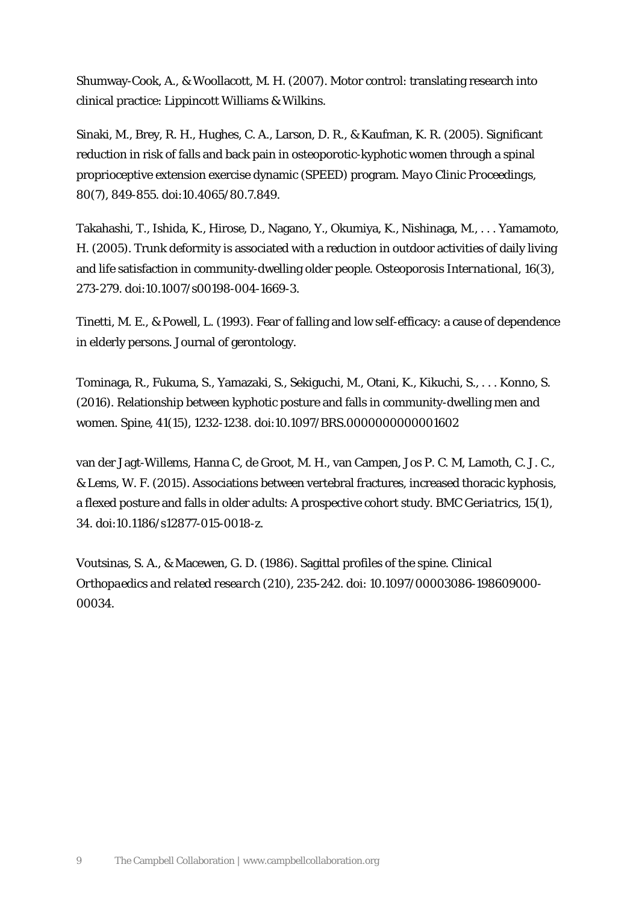Shumway-Cook, A., & Woollacott, M. H. (2007). Motor control: translating research into clinical practice: Lippincott Williams & Wilkins.

Sinaki, M., Brey, R. H., Hughes, C. A., Larson, D. R., & Kaufman, K. R. (2005). Significant reduction in risk of falls and back pain in osteoporotic-kyphotic women through a spinal proprioceptive extension exercise dynamic (SPEED) program. *Mayo Clinic Proceedings, 80*(7), 849-855. doi:10.4065/80.7.849.

Takahashi, T., Ishida, K., Hirose, D., Nagano, Y., Okumiya, K., Nishinaga, M., . . . Yamamoto, H. (2005). Trunk deformity is associated with a reduction in outdoor activities of daily living and life satisfaction in community-dwelling older people. *Osteoporosis International, 16*(3), 273-279. doi:10.1007/s00198-004-1669-3.

Tinetti, M. E., & Powell, L. (1993). Fear of falling and low self-efficacy: a cause of dependence in elderly persons. Journal of gerontology.

Tominaga, R., Fukuma, S., Yamazaki, S., Sekiguchi, M., Otani, K., Kikuchi, S., . . . Konno, S. (2016). Relationship between kyphotic posture and falls in community-dwelling men and women. Spine, 41(15), 1232-1238. doi:10.1097/BRS.0000000000001602

van der Jagt-Willems, Hanna C, de Groot, M. H., van Campen, Jos P. C. M, Lamoth, C. J. C., & Lems, W. F. (2015). Associations between vertebral fractures, increased thoracic kyphosis, a flexed posture and falls in older adults: A prospective cohort study. *BMC Geriatrics, 15*(1), 34. doi:10.1186/s12877-015-0018-z.

Voutsinas, S. A., & Macewen, G. D. (1986). Sagittal profiles of the spine. *Clinical Orthopaedics and related research* (210), 235-242. doi: 10.1097/00003086-198609000-00034.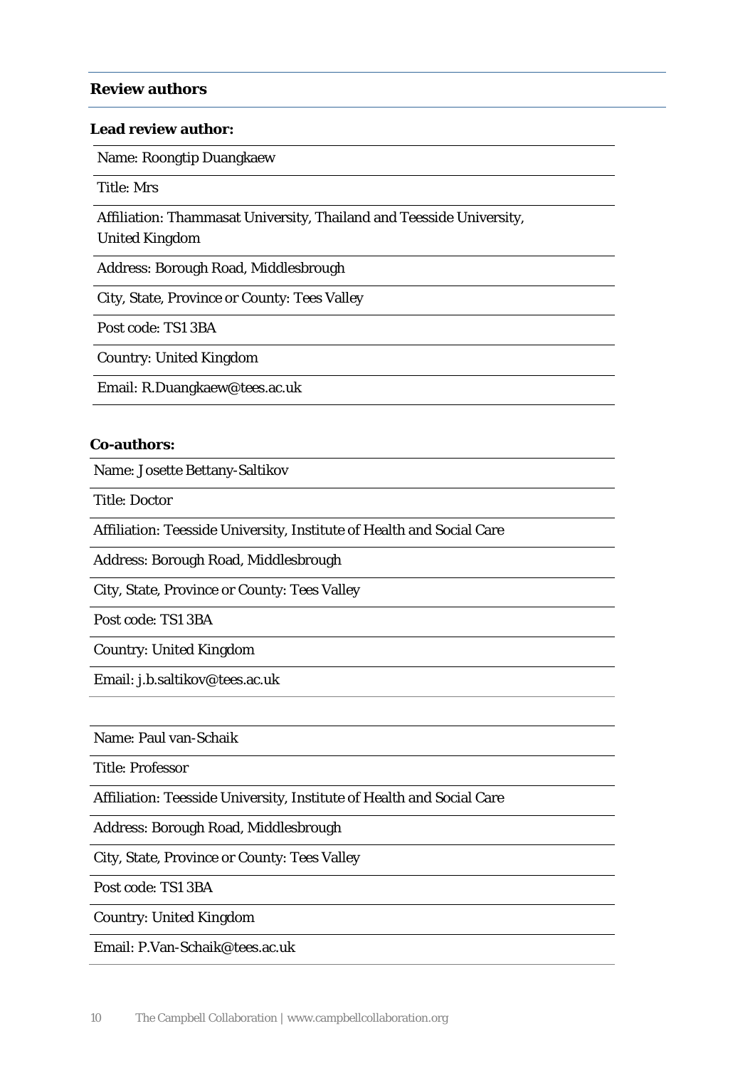## Review authors

**Lead review author:**

| |
|---|
| Name: Roongtip Duangkaew |
| Title: Mrs |
| Affiliation: Thammasat University, Thailand and Teesside University, United Kingdom |
| Address: Borough Road, Middlesbrough |
| City, State, Province or County: Tees Valley |
| Post code: TS1 3BA |
| Country: United Kingdom |
| Email: R.Duangkaew@tees.ac.uk |

**Co-authors:**

| |
|---|
| Name: Josette Bettany-Saltikov |
| Title: Doctor |
| Affiliation: Teesside University, Institute of Health and Social Care |
| Address: Borough Road, Middlesbrough |
| City, State, Province or County: Tees Valley |
| Post code: TS1 3BA |
| Country: United Kingdom |
| Email: j.b.saltikov@tees.ac.uk |

| |
|---|
| Name: Paul van-Schaik |
| Title: Professor |
| Affiliation: Teesside University, Institute of Health and Social Care |
| Address: Borough Road, Middlesbrough |
| City, State, Province or County: Tees Valley |
| Post code: TS1 3BA |
| Country: United Kingdom |
| Email: P.Van-Schaik@tees.ac.uk |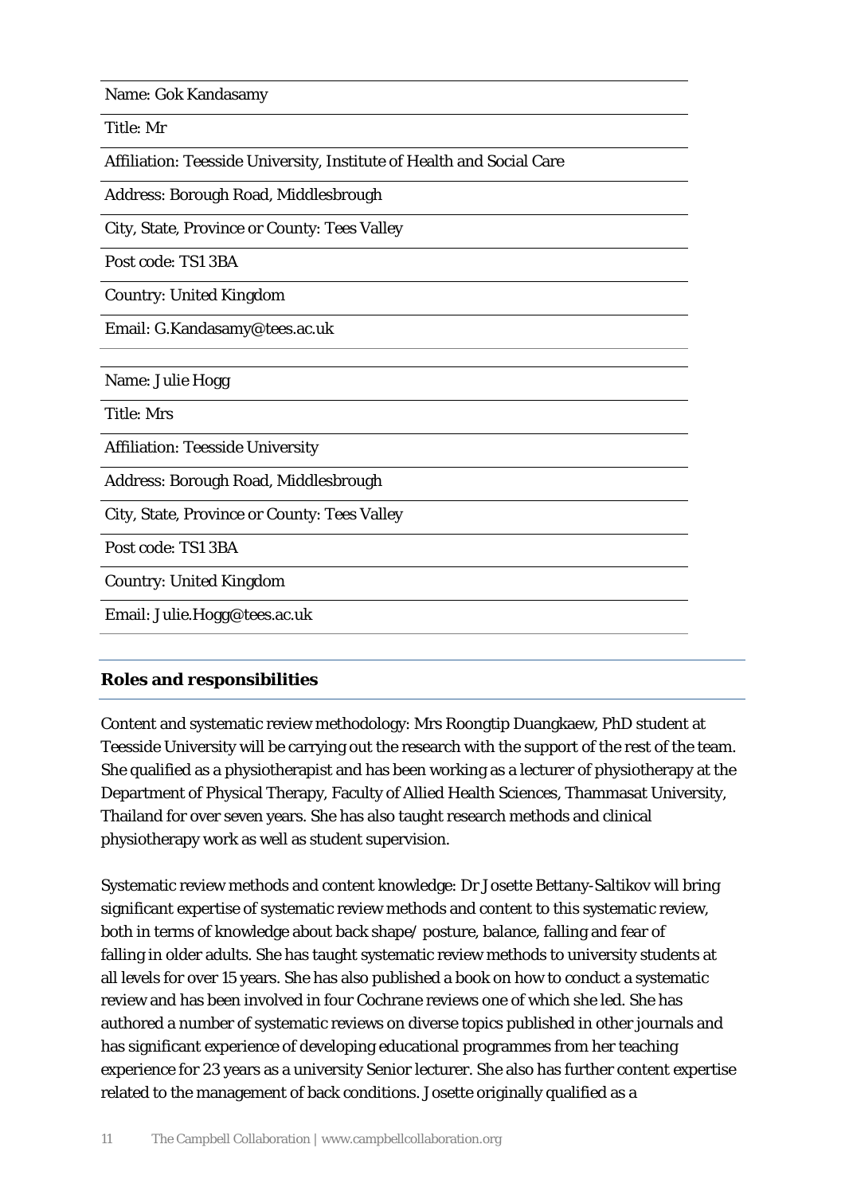Name: Gok Kandasamy

Title: Mr

Affiliation: Teesside University, Institute of Health and Social Care

Address: Borough Road, Middlesbrough

City, State, Province or County: Tees Valley

Post code: TS1 3BA

Country: United Kingdom

Email: G.Kandasamy@tees.ac.uk

Name: Julie Hogg

Title: Mrs

Affiliation: Teesside University

Address: Borough Road, Middlesbrough

City, State, Province or County: Tees Valley

Post code: TS1 3BA

Country: United Kingdom

Email: Julie.Hogg@tees.ac.uk

## Roles and responsibilities

Content and systematic review methodology: Mrs Roongtip Duangkaew, PhD student at Teesside University will be carrying out the research with the support of the rest of the team. She qualified as a physiotherapist and has been working as a lecturer of physiotherapy at the Department of Physical Therapy, Faculty of Allied Health Sciences, Thammasat University, Thailand for over seven years. She has also taught research methods and clinical physiotherapy work as well as student supervision.

Systematic review methods and content knowledge: Dr Josette Bettany-Saltikov will bring significant expertise of systematic review methods and content to this systematic review, both in terms of knowledge about back shape/ posture, balance, falling and fear of falling in older adults. She has taught systematic review methods to university students at all levels for over 15 years. She has also published a book on how to conduct a systematic review and has been involved in four Cochrane reviews one of which she led. She has authored a number of systematic reviews on diverse topics published in other journals and has significant experience of developing educational programmes from her teaching experience for 23 years as a university Senior lecturer. She also has further content expertise related to the management of back conditions. Josette originally qualified as a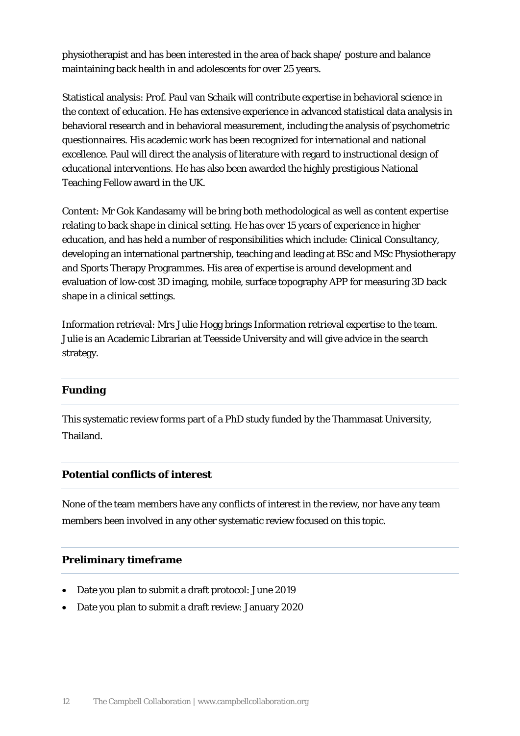physiotherapist and has been interested in the area of back shape/ posture and balance maintaining back health in and adolescents for over 25 years.

Statistical analysis: Prof. Paul van Schaik will contribute expertise in behavioral science in the context of education. He has extensive experience in advanced statistical data analysis in behavioral research and in behavioral measurement, including the analysis of psychometric questionnaires. His academic work has been recognized for international and national excellence. Paul will direct the analysis of literature with regard to instructional design of educational interventions. He has also been awarded the highly prestigious National Teaching Fellow award in the UK.

Content: Mr Gok Kandasamy will be bring both methodological as well as content expertise relating to back shape in clinical setting. He has over 15 years of experience in higher education, and has held a number of responsibilities which include: Clinical Consultancy, developing an international partnership, teaching and leading at BSc and MSc Physiotherapy and Sports Therapy Programmes. His area of expertise is around development and evaluation of low-cost 3D imaging, mobile, surface topography APP for measuring 3D back shape in a clinical settings.

Information retrieval: Mrs Julie Hogg brings Information retrieval expertise to the team. Julie is an Academic Librarian at Teesside University and will give advice in the search strategy.

## Funding

This systematic review forms part of a PhD study funded by the Thammasat University, Thailand.

## Potential conflicts of interest

None of the team members have any conflicts of interest in the review, nor have any team members been involved in any other systematic review focused on this topic.

## Preliminary timeframe

- Date you plan to submit a draft protocol: June 2019
- Date you plan to submit a draft review: January 2020